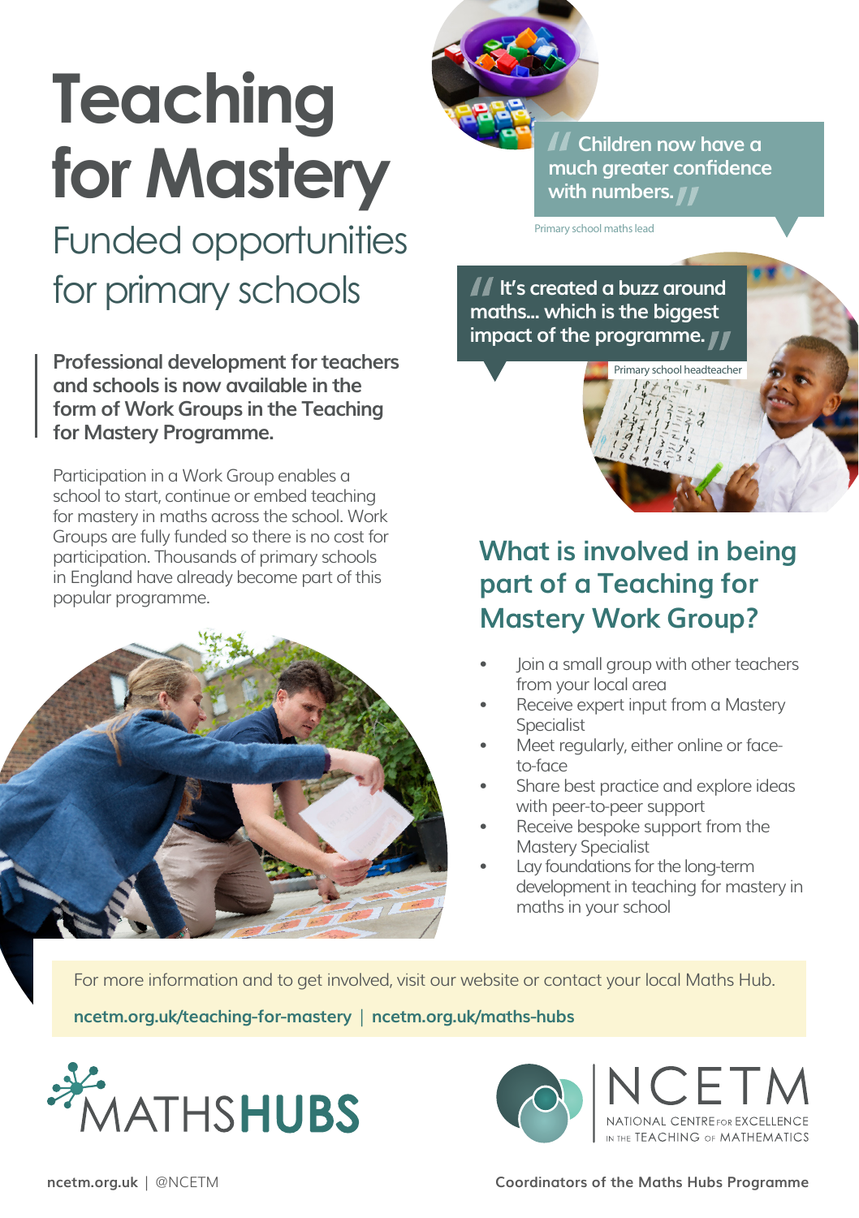# Teaching for Mastery

## Funded opportunities for primary schools

**Professional development for teachers and schools is now available in the form of Work Groups in the Teaching for Mastery Programme.**

Participation in a Work Group enables a school to start, continue or embed teaching for mastery in maths across the school. Work Groups are fully funded so there is no cost for participation. Thousands of primary schools in England have already become part of this popular programme.

> Children now have a much greater confidence with numbers.

Primary school maths lead

> It's created a buzz around maths... which is the biggest impact of the programme.

Primary school headteacher

## What is involved in being part of a Teaching for Mastery Work Group?

- Join a small group with other teachers from your local area
- Receive expert input from a Mastery Specialist
- Meet regularly, either online or face-to-face
- Share best practice and explore ideas with peer-to-peer support
- Receive bespoke support from the Mastery Specialist
- Lay foundations for the long-term development in teaching for mastery in maths in your school

For more information and to get involved, visit our website or contact your local Maths Hub.

**ncetm.org.uk/teaching-for-mastery** | **ncetm.org.uk/maths-hubs**

MATHS**HUBS**

NCETM
NATIONAL CENTRE FOR EXCELLENCE IN THE TEACHING OF MATHEMATICS

**ncetm.org.uk** | @NCETM

**Coordinators of the Maths Hubs Programme**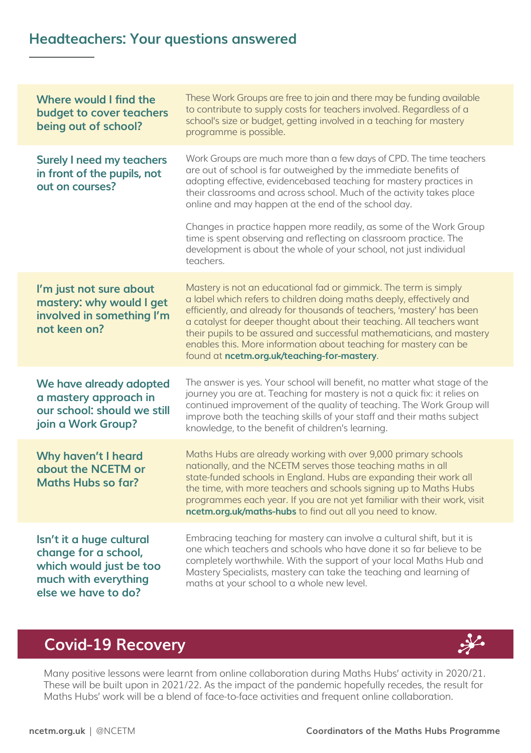## Headteachers: Your questions answered

**Where would I find the budget to cover teachers being out of school?**

These Work Groups are free to join and there may be funding available to contribute to supply costs for teachers involved. Regardless of a school's size or budget, getting involved in a teaching for mastery programme is possible.

**Surely I need my teachers in front of the pupils, not out on courses?**

Work Groups are much more than a few days of CPD. The time teachers are out of school is far outweighed by the immediate benefits of adopting effective, evidencebased teaching for mastery practices in their classrooms and across school. Much of the activity takes place online and may happen at the end of the school day.

Changes in practice happen more readily, as some of the Work Group time is spent observing and reflecting on classroom practice. The development is about the whole of your school, not just individual teachers.

**I'm just not sure about mastery: why would I get involved in something I'm not keen on?**

Mastery is not an educational fad or gimmick. The term is simply a label which refers to children doing maths deeply, effectively and efficiently, and already for thousands of teachers, 'mastery' has been a catalyst for deeper thought about their teaching. All teachers want their pupils to be assured and successful mathematicians, and mastery enables this. More information about teaching for mastery can be found at **ncetm.org.uk/teaching-for-mastery**.

**We have already adopted a mastery approach in our school: should we still join a Work Group?**

The answer is yes. Your school will benefit, no matter what stage of the journey you are at. Teaching for mastery is not a quick fix: it relies on continued improvement of the quality of teaching. The Work Group will improve both the teaching skills of your staff and their maths subject knowledge, to the benefit of children's learning.

**Why haven't I heard about the NCETM or Maths Hubs so far?**

Maths Hubs are already working with over 9,000 primary schools nationally, and the NCETM serves those teaching maths in all state-funded schools in England. Hubs are expanding their work all the time, with more teachers and schools signing up to Maths Hubs programmes each year. If you are not yet familiar with their work, visit **ncetm.org.uk/maths-hubs** to find out all you need to know.

**Isn't it a huge cultural change for a school, which would just be too much with everything else we have to do?**

Embracing teaching for mastery can involve a cultural shift, but it is one which teachers and schools who have done it so far believe to be completely worthwhile. With the support of your local Maths Hub and Mastery Specialists, mastery can take the teaching and learning of maths at your school to a whole new level.

## Covid-19 Recovery

Many positive lessons were learnt from online collaboration during Maths Hubs' activity in 2020/21. These will be built upon in 2021/22. As the impact of the pandemic hopefully recedes, the result for Maths Hubs' work will be a blend of face-to-face activities and frequent online collaboration.

ncetm.org.uk | @NCETM

Coordinators of the Maths Hubs Programme